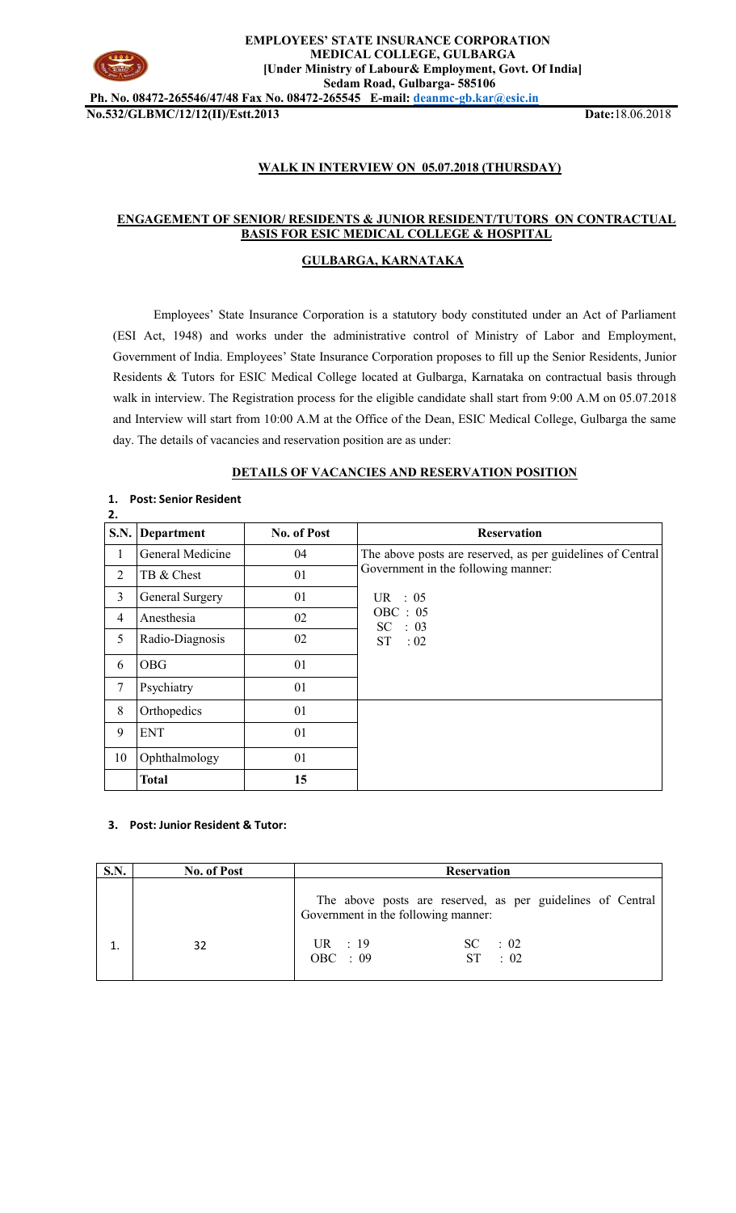**EMPLOYEES' STATE INSURANCE CORPORATION**
**MEDICAL COLLEGE, GULBARGA**
**[Under Ministry of Labour& Employment, Govt. Of India]**
**Sedam Road, Gulbarga- 585106**
**Ph. No. 08472-265546/47/48 Fax No. 08472-265545 E-mail: deanmc-gb.kar@esic.in**

**No.532/GLBMC/12/12(II)/Estt.2013** **Date:**18.06.2018

## WALK IN INTERVIEW ON 05.07.2018 (THURSDAY)

## ENGAGEMENT OF SENIOR/ RESIDENTS & JUNIOR RESIDENT/TUTORS ON CONTRACTUAL BASIS FOR ESIC MEDICAL COLLEGE & HOSPITAL

## GULBARGA, KARNATAKA

Employees' State Insurance Corporation is a statutory body constituted under an Act of Parliament (ESI Act, 1948) and works under the administrative control of Ministry of Labor and Employment, Government of India. Employees' State Insurance Corporation proposes to fill up the Senior Residents, Junior Residents & Tutors for ESIC Medical College located at Gulbarga, Karnataka on contractual basis through walk in interview. The Registration process for the eligible candidate shall start from 9:00 A.M on 05.07.2018 and Interview will start from 10:00 A.M at the Office of the Dean, ESIC Medical College, Gulbarga the same day. The details of vacancies and reservation position are as under:

### DETAILS OF VACANCIES AND RESERVATION POSITION

1. **Post: Senior Resident**
2.

| S.N. | Department | No. of Post | Reservation |
|---|---|---|---|
| 1 | General Medicine | 04 | The above posts are reserved, as per guidelines of Central Government in the following manner:<br>UR : 05<br>OBC : 05<br>SC : 03<br>ST : 02 |
| 2 | TB & Chest | 01 | |
| 3 | General Surgery | 01 | |
| 4 | Anesthesia | 02 | |
| 5 | Radio-Diagnosis | 02 | |
| 6 | OBG | 01 | |
| 7 | Psychiatry | 01 | |
| 8 | Orthopedics | 01 | |
| 9 | ENT | 01 | |
| 10 | Ophthalmology | 01 | |
| | **Total** | **15** | |

3. **Post: Junior Resident & Tutor:**

| S.N. | No. of Post | Reservation |
|---|---|---|
| 1. | 32 | The above posts are reserved, as per guidelines of Central Government in the following manner:<br>UR : 19 SC : 02<br>OBC : 09 ST : 02 |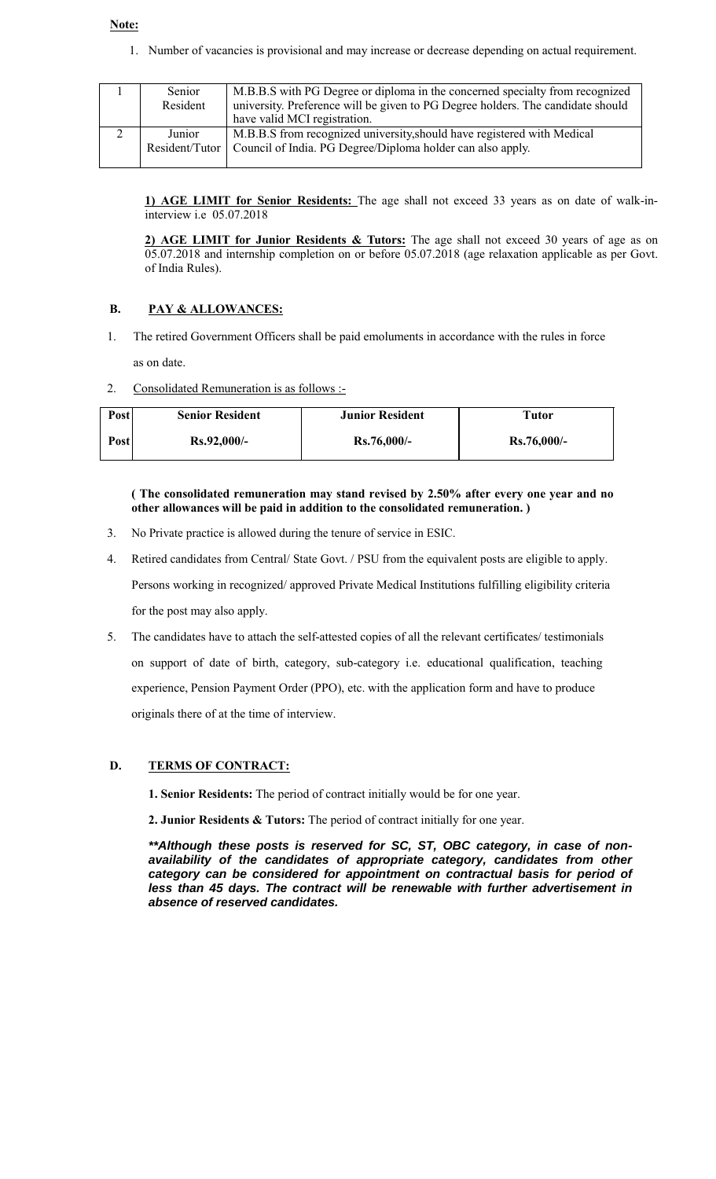**Note:**

1. Number of vacancies is provisional and may increase or decrease depending on actual requirement.

| | | |
|---|---|---|
| 1 | Senior Resident | M.B.B.S with PG Degree or diploma in the concerned specialty from recognized university. Preference will be given to PG Degree holders. The candidate should have valid MCI registration. |
| 2 | Junior Resident/Tutor | M.B.B.S from recognized university,should have registered with Medical Council of India. PG Degree/Diploma holder can also apply. |

**1) AGE LIMIT for Senior Residents:** The age shall not exceed 33 years as on date of walk-in-interview i.e 05.07.2018

**2) AGE LIMIT for Junior Residents & Tutors:** The age shall not exceed 30 years of age as on 05.07.2018 and internship completion on or before 05.07.2018 (age relaxation applicable as per Govt. of India Rules).

## B. PAY & ALLOWANCES:

1. The retired Government Officers shall be paid emoluments in accordance with the rules in force as on date.
2. Consolidated Remuneration is as follows :-

| Post | Senior Resident | Junior Resident | Tutor |
|---|---|---|---|
| Post | Rs.92,000/- | Rs.76,000/- | Rs.76,000/- |

**( The consolidated remuneration may stand revised by 2.50% after every one year and no other allowances will be paid in addition to the consolidated remuneration. )**

3. No Private practice is allowed during the tenure of service in ESIC.
4. Retired candidates from Central/ State Govt. / PSU from the equivalent posts are eligible to apply. Persons working in recognized/ approved Private Medical Institutions fulfilling eligibility criteria for the post may also apply.
5. The candidates have to attach the self-attested copies of all the relevant certificates/ testimonials on support of date of birth, category, sub-category i.e. educational qualification, teaching experience, Pension Payment Order (PPO), etc. with the application form and have to produce originals there of at the time of interview.

## D. TERMS OF CONTRACT:

**1. Senior Residents:** The period of contract initially would be for one year.

**2. Junior Residents & Tutors:** The period of contract initially for one year.

***\*\*Although these posts is reserved for SC, ST, OBC category, in case of non-availability of the candidates of appropriate category, candidates from other category can be considered for appointment on contractual basis for period of less than 45 days. The contract will be renewable with further advertisement in absence of reserved candidates.***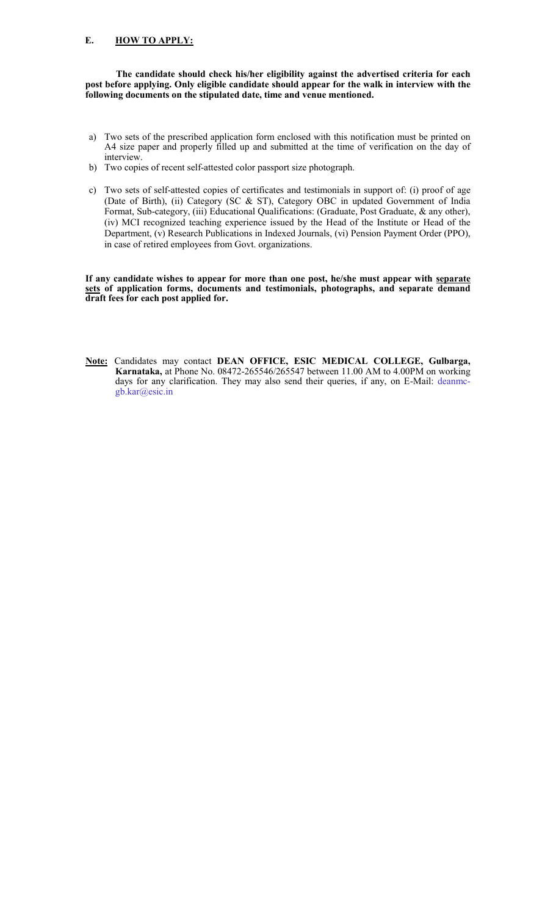## E. <u>HOW TO APPLY:</u>

**The candidate should check his/her eligibility against the advertised criteria for each post before applying. Only eligible candidate should appear for the walk in interview with the following documents on the stipulated date, time and venue mentioned.**

a) Two sets of the prescribed application form enclosed with this notification must be printed on A4 size paper and properly filled up and submitted at the time of verification on the day of interview.
b) Two copies of recent self-attested color passport size photograph.
c) Two sets of self-attested copies of certificates and testimonials in support of: (i) proof of age (Date of Birth), (ii) Category (SC & ST), Category OBC in updated Government of India Format, Sub-category, (iii) Educational Qualifications: (Graduate, Post Graduate, & any other), (iv) MCI recognized teaching experience issued by the Head of the Institute or Head of the Department, (v) Research Publications in Indexed Journals, (vi) Pension Payment Order (PPO), in case of retired employees from Govt. organizations.

**If any candidate wishes to appear for more than one post, he/she must appear with <u>separate sets</u> of application forms, documents and testimonials, photographs, and separate demand draft fees for each post applied for.**

**<u>Note:</u>** Candidates may contact **DEAN OFFICE, ESIC MEDICAL COLLEGE, Gulbarga, Karnataka,** at Phone No. 08472-265546/265547 between 11.00 AM to 4.00PM on working days for any clarification. They may also send their queries, if any, on E-Mail: deanmc-gb.kar@esic.in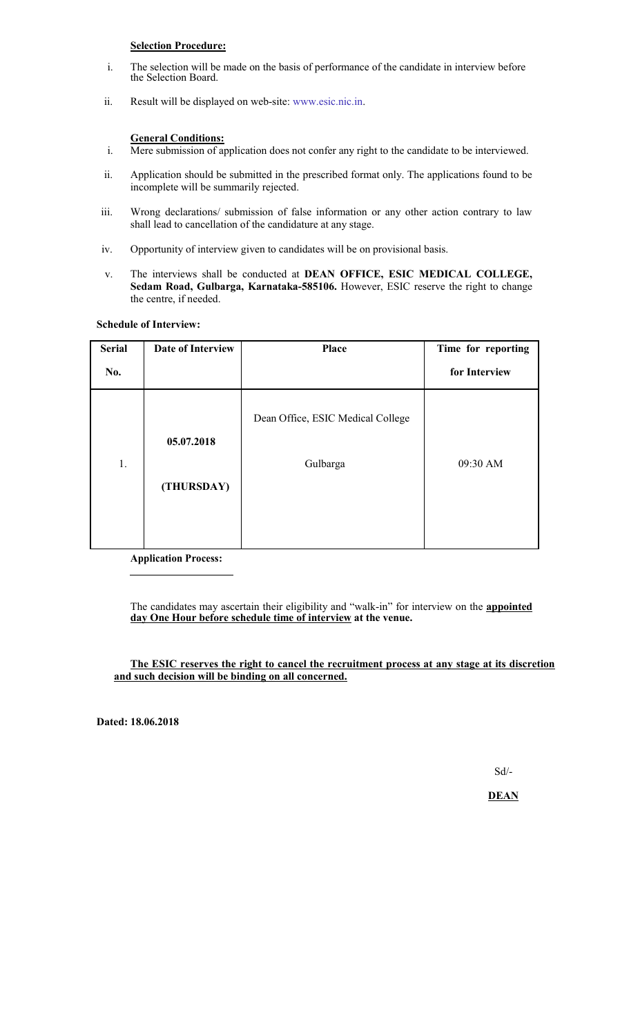**Selection Procedure:**

i. The selection will be made on the basis of performance of the candidate in interview before the Selection Board.

ii. Result will be displayed on web-site: www.esic.nic.in.

**General Conditions:**

i. Mere submission of application does not confer any right to the candidate to be interviewed.

ii. Application should be submitted in the prescribed format only. The applications found to be incomplete will be summarily rejected.

iii. Wrong declarations/ submission of false information or any other action contrary to law shall lead to cancellation of the candidature at any stage.

iv. Opportunity of interview given to candidates will be on provisional basis.

v. The interviews shall be conducted at **DEAN OFFICE, ESIC MEDICAL COLLEGE, Sedam Road, Gulbarga, Karnataka-585106.** However, ESIC reserve the right to change the centre, if needed.

**Schedule of Interview:**

| Serial No. | Date of Interview | Place | Time for reporting for Interview |
|---|---|---|---|
| 1. | **05.07.2018 (THURSDAY)** | Dean Office, ESIC Medical College Gulbarga | 09:30 AM |

**Application Process:**

The candidates may ascertain their eligibility and "walk-in" for interview on the **appointed day One Hour before schedule time of interview at the venue.**

**The ESIC reserves the right to cancel the recruitment process at any stage at its discretion and such decision will be binding on all concerned.**

**Dated: 18.06.2018**

Sd/-

**DEAN**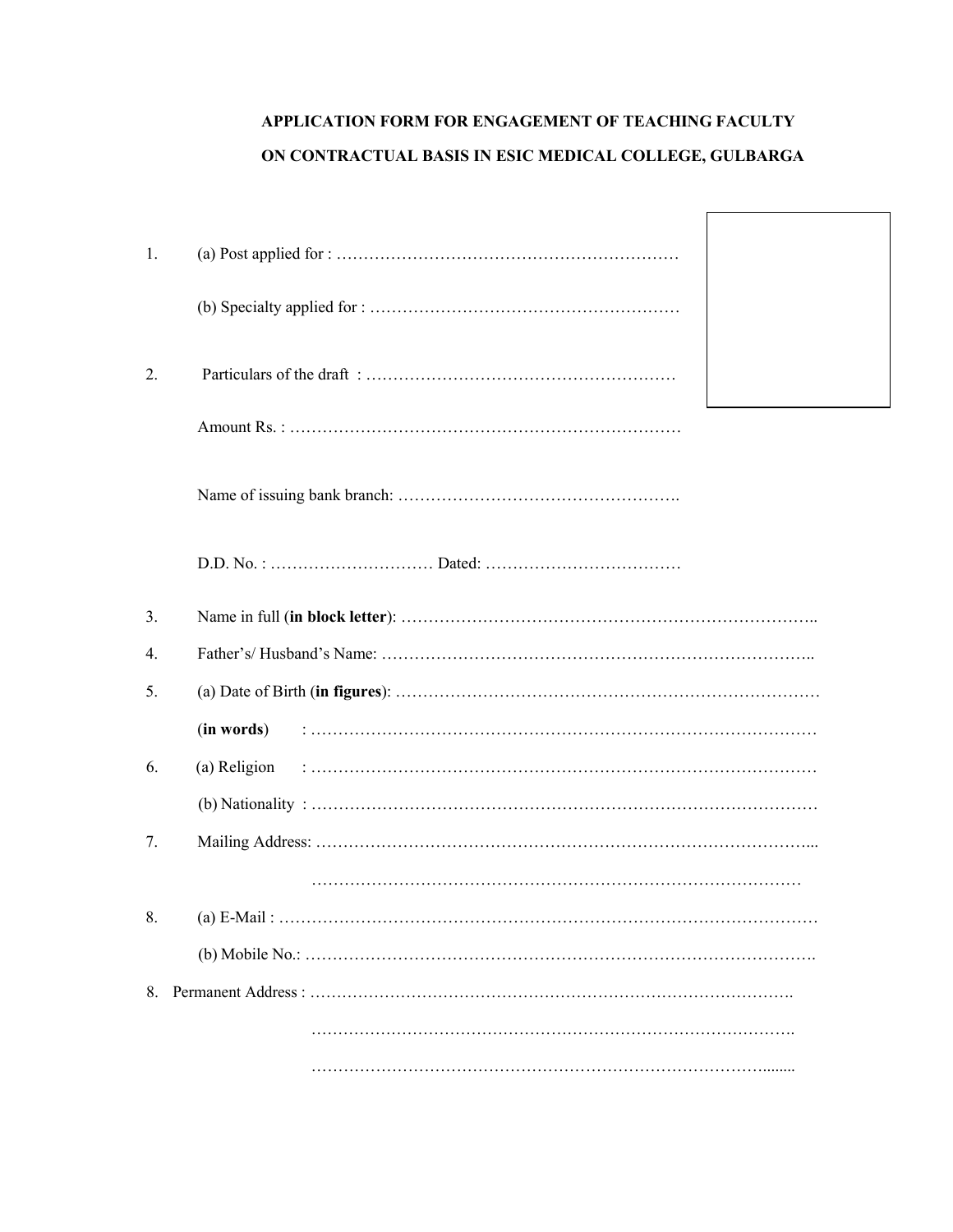**APPLICATION FORM FOR ENGAGEMENT OF TEACHING FACULTY**

**ON CONTRACTUAL BASIS IN ESIC MEDICAL COLLEGE, GULBARGA**

1. (a) Post applied for : ……………………………………………………………

   (b) Specialty applied for : …………………………………………………

2. Particulars of the draft : …………………………………………………

   Amount Rs. : ………………………………………………………………

   Name of issuing bank branch: …………………………………………….

   D.D. No. : ………………………… Dated: ………………………………

3. Name in full (**in block letter**): ……………………………………………………………………..

4. Father's/ Husband's Name: ……………………………………………………………………..

5. (a) Date of Birth (**in figures**): ……………………………………………………………………

   (**in words**) : …………………………………………………………………………………

6. (a) Religion : …………………………………………………………………………………

   (b) Nationality : …………………………………………………………………………………

7. Mailing Address: ……………………………………………………………………………...

   ……………………………………………………………………………………

8. (a) E-Mail : ……………………………………………………………………………………………

   (b) Mobile No.: …………………………………………………………………………………….

8. Permanent Address : ……………………………………………………………………………….

   ……………………………………………………………………………………….

   ……………………………………………………………………………….......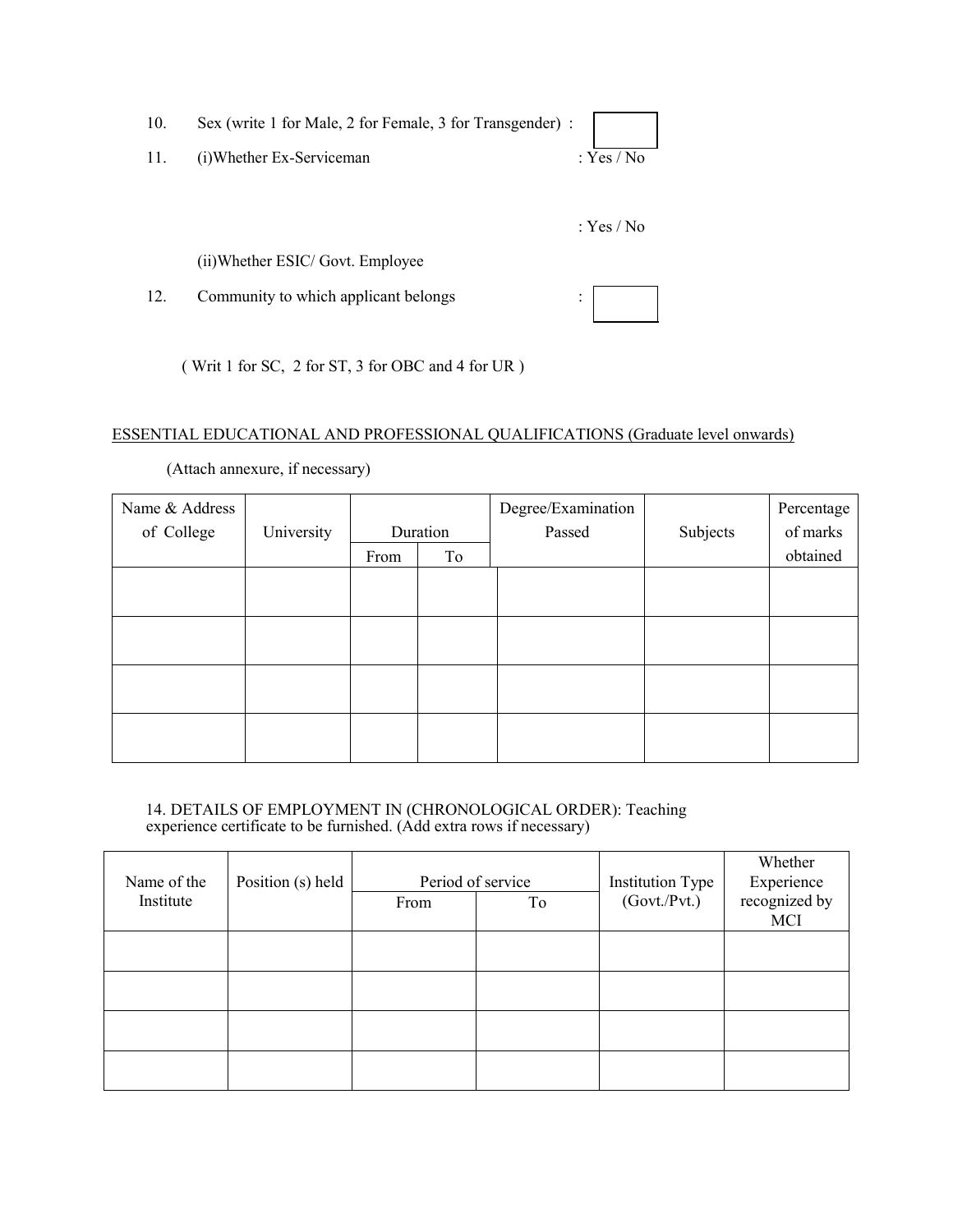10. Sex (write 1 for Male, 2 for Female, 3 for Transgender) : [ ]

11. (i)Whether Ex-Serviceman : Yes / No

: Yes / No

(ii)Whether ESIC/ Govt. Employee

12. Community to which applicant belongs : [ ]

( Writ 1 for SC, 2 for ST, 3 for OBC and 4 for UR )

ESSENTIAL EDUCATIONAL AND PROFESSIONAL QUALIFICATIONS (Graduate level onwards)

(Attach annexure, if necessary)

| Name & Address of College | University | Duration | | Degree/Examination Passed | Subjects | Percentage of marks obtained |
|---|---|---|---|---|---|---|
| | | From | To | | | |
| | | | | | | |
| | | | | | | |
| | | | | | | |
| | | | | | | |

14. DETAILS OF EMPLOYMENT IN (CHRONOLOGICAL ORDER): Teaching experience certificate to be furnished. (Add extra rows if necessary)

| Name of the Institute | Position (s) held | Period of service | | Institution Type (Govt./Pvt.) | Whether Experience recognized by MCI |
|---|---|---|---|---|---|
| | | From | To | | |
| | | | | | |
| | | | | | |
| | | | | | |
| | | | | | |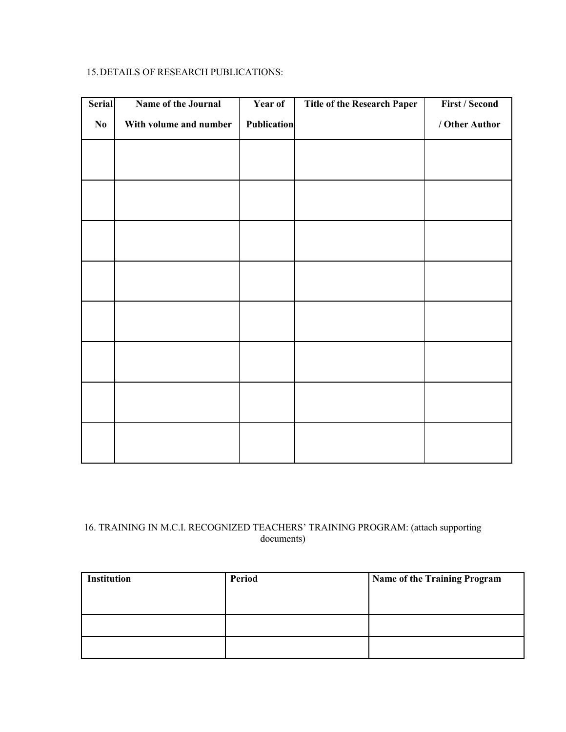15. DETAILS OF RESEARCH PUBLICATIONS:

| Serial No | Name of the Journal With volume and number | Year of Publication | Title of the Research Paper | First / Second / Other Author |
|---|---|---|---|---|
| | | | | |
| | | | | |
| | | | | |
| | | | | |
| | | | | |
| | | | | |
| | | | | |
| | | | | |

16. TRAINING IN M.C.I. RECOGNIZED TEACHERS' TRAINING PROGRAM: (attach supporting documents)

| Institution | Period | Name of the Training Program |
|---|---|---|
| | | |
| | | |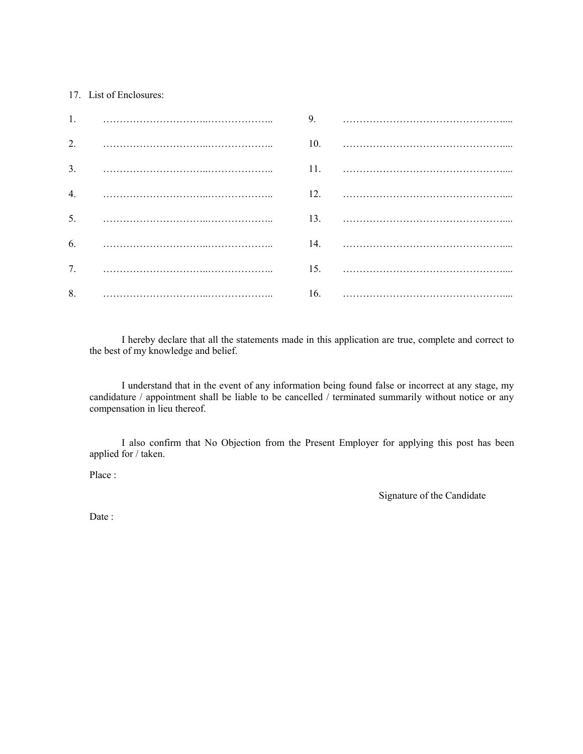17. List of Enclosures:

| | | | |
|---|---|---|---|
| 1. | ……………………………..……………….. | 9. | …………………………………………….... |
| 2. | ……………………………..……………….. | 10. | …………………………………………….... |
| 3. | ……………………………..……………….. | 11. | …………………………………………….... |
| 4. | ……………………………..……………….. | 12. | …………………………………………….... |
| 5. | ……………………………..……………….. | 13. | …………………………………………….... |
| 6. | ……………………………..……………….. | 14. | …………………………………………….... |
| 7. | ……………………………..……………….. | 15. | …………………………………………….... |
| 8. | ……………………………..……………….. | 16. | …………………………………………….... |

I hereby declare that all the statements made in this application are true, complete and correct to the best of my knowledge and belief.

I understand that in the event of any information being found false or incorrect at any stage, my candidature / appointment shall be liable to be cancelled / terminated summarily without notice or any compensation in lieu thereof.

I also confirm that No Objection from the Present Employer for applying this post has been applied for / taken.

Place :

Signature of the Candidate

Date :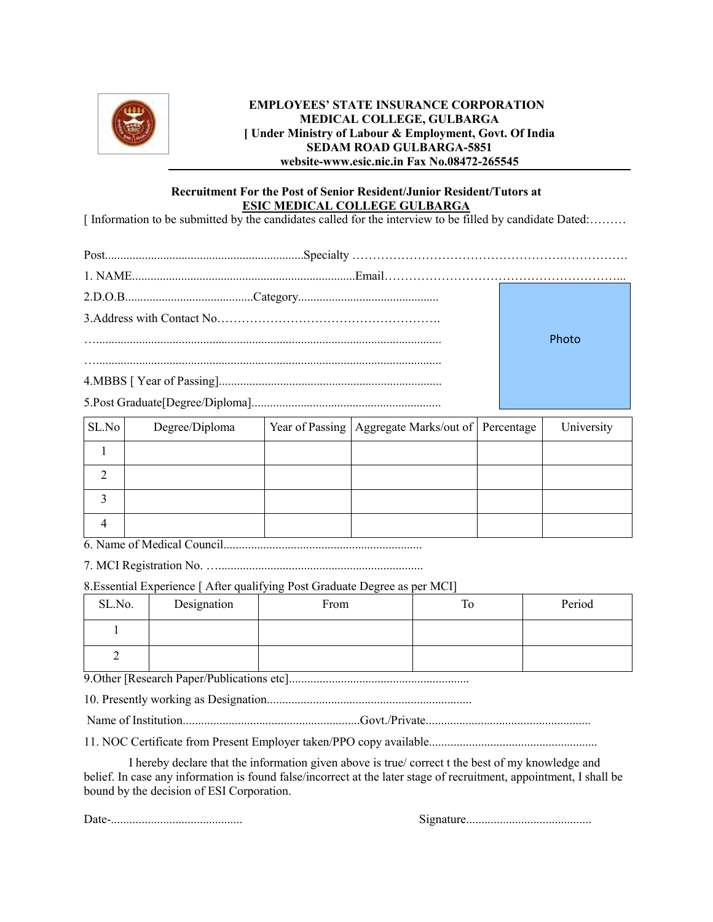**EMPLOYEES' STATE INSURANCE CORPORATION**
**MEDICAL COLLEGE, GULBARGA**
**[ Under Ministry of Labour & Employment, Govt. Of India**
**SEDAM ROAD GULBARGA-5851**
**website-www.esic.nic.in Fax No.08472-265545**

**Recruitment For the Post of Senior Resident/Junior Resident/Tutors at**
**ESIC MEDICAL COLLEGE GULBARGA**

[ Information to be submitted by the candidates called for the interview to be filled by candidate Dated:………

Post.................................................................Specialty …………………………………………….…………….

1. NAME.........................................................................Email…………………………………………………...

2.D.O.B..........................................Category.............................................

3.Address with Contact No……………………………………………….

…...............................................................................................................

…...............................................................................................................

4.MBBS [ Year of Passing].........................................................................

5.Post Graduate[Degree/Diploma].............................................................

Photo

| SL.No | Degree/Diploma | Year of Passing | Aggregate Marks/out of | Percentage | University |
|---|---|---|---|---|---|
| 1 | | | | | |
| 2 | | | | | |
| 3 | | | | | |
| 4 | | | | | |

6. Name of Medical Council.................................................................

7. MCI Registration No. …...................................................................

8.Essential Experience [ After qualifying Post Graduate Degree as per MCI]

| SL.No. | Designation | From | To | Period |
|---|---|---|---|---|
| 1 | | | | |
| 2 | | | | |

9.Other [Research Paper/Publications etc]...........................................................

10. Presently working as Designation...................................................................

Name of Institution..........................................................Govt./Private......................................................

11. NOC Certificate from Present Employer taken/PPO copy available......................................................

I hereby declare that the information given above is true/ correct t the best of my knowledge and belief. In case any information is found false/incorrect at the later stage of recruitment, appointment, I shall be bound by the decision of ESI Corporation.

Date-...........................................  Signature........................................